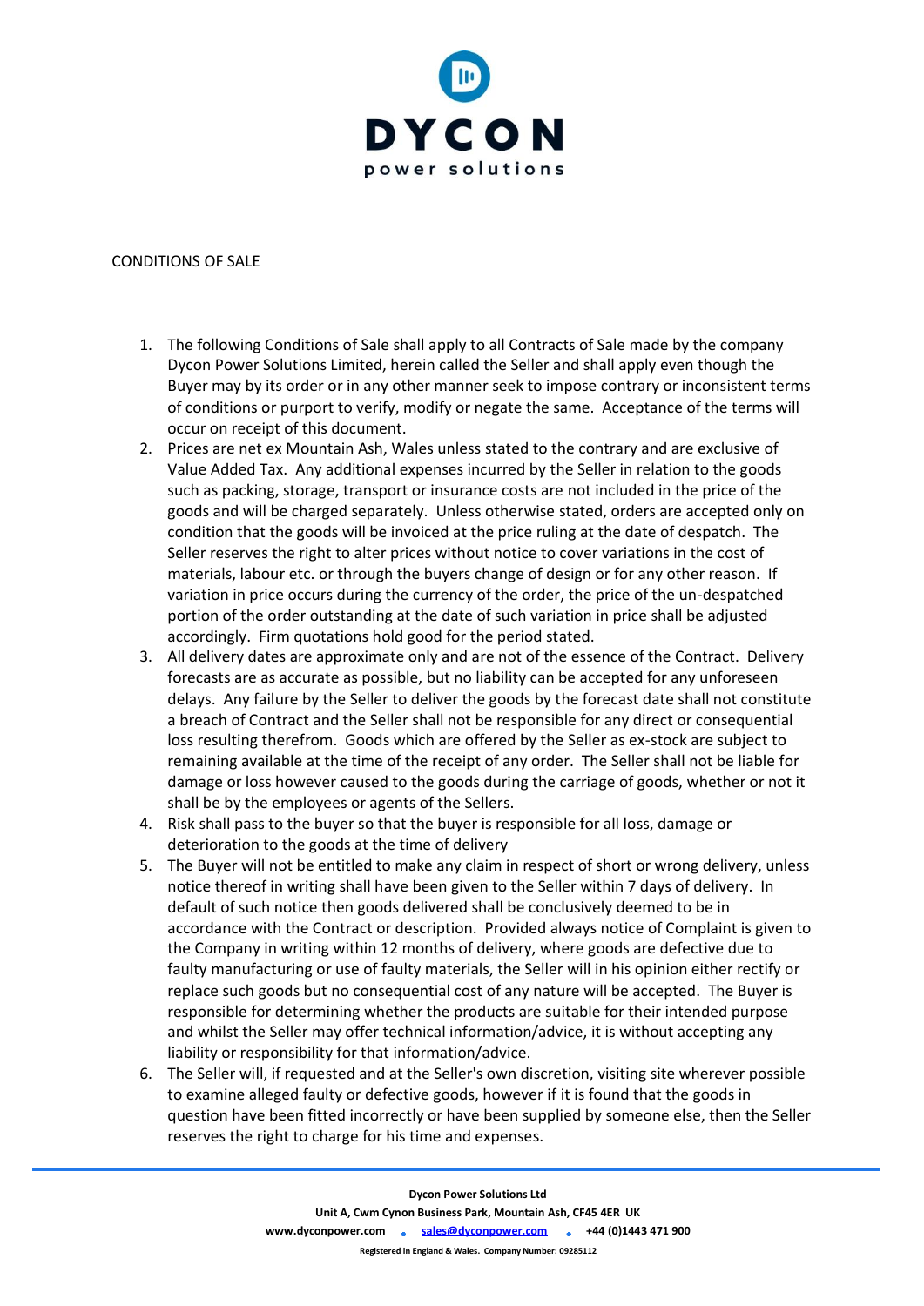DYCON

power solutions

CONDITIONS OF SALE

1. The following Conditions of Sale shall apply to all Contracts of Sale made by the company Dycon Power Solutions Limited, herein called the Seller and shall apply even though the Buyer may by its order or in any other manner seek to impose contrary or inconsistent terms of conditions or purport to verify, modify or negate the same. Acceptance of the terms will occur on receipt of this document.
2. Prices are net ex Mountain Ash, Wales unless stated to the contrary and are exclusive of Value Added Tax. Any additional expenses incurred by the Seller in relation to the goods such as packing, storage, transport or insurance costs are not included in the price of the goods and will be charged separately. Unless otherwise stated, orders are accepted only on condition that the goods will be invoiced at the price ruling at the date of despatch. The Seller reserves the right to alter prices without notice to cover variations in the cost of materials, labour etc. or through the buyers change of design or for any other reason. If variation in price occurs during the currency of the order, the price of the un-despatched portion of the order outstanding at the date of such variation in price shall be adjusted accordingly. Firm quotations hold good for the period stated.
3. All delivery dates are approximate only and are not of the essence of the Contract. Delivery forecasts are as accurate as possible, but no liability can be accepted for any unforeseen delays. Any failure by the Seller to deliver the goods by the forecast date shall not constitute a breach of Contract and the Seller shall not be responsible for any direct or consequential loss resulting therefrom. Goods which are offered by the Seller as ex-stock are subject to remaining available at the time of the receipt of any order. The Seller shall not be liable for damage or loss however caused to the goods during the carriage of goods, whether or not it shall be by the employees or agents of the Sellers.
4. Risk shall pass to the buyer so that the buyer is responsible for all loss, damage or deterioration to the goods at the time of delivery
5. The Buyer will not be entitled to make any claim in respect of short or wrong delivery, unless notice thereof in writing shall have been given to the Seller within 7 days of delivery. In default of such notice then goods delivered shall be conclusively deemed to be in accordance with the Contract or description. Provided always notice of Complaint is given to the Company in writing within 12 months of delivery, where goods are defective due to faulty manufacturing or use of faulty materials, the Seller will in his opinion either rectify or replace such goods but no consequential cost of any nature will be accepted. The Buyer is responsible for determining whether the products are suitable for their intended purpose and whilst the Seller may offer technical information/advice, it is without accepting any liability or responsibility for that information/advice.
6. The Seller will, if requested and at the Seller's own discretion, visiting site wherever possible to examine alleged faulty or defective goods, however if it is found that the goods in question have been fitted incorrectly or have been supplied by someone else, then the Seller reserves the right to charge for his time and expenses.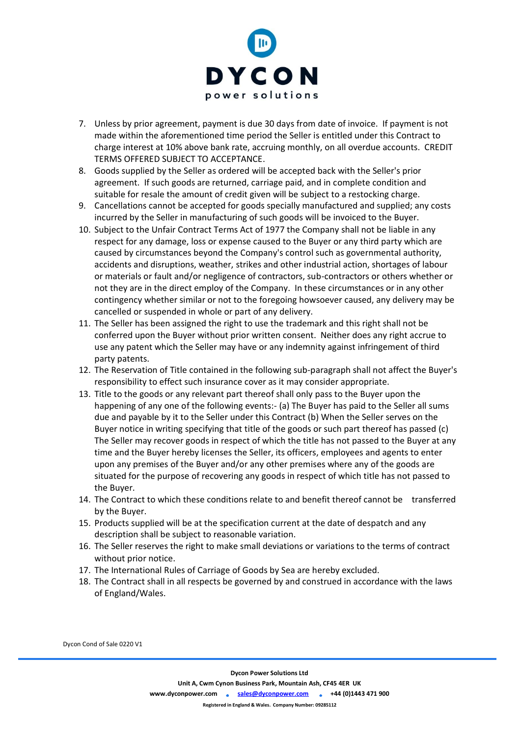DYCON

power solutions

7. Unless by prior agreement, payment is due 30 days from date of invoice. If payment is not made within the aforementioned time period the Seller is entitled under this Contract to charge interest at 10% above bank rate, accruing monthly, on all overdue accounts. CREDIT TERMS OFFERED SUBJECT TO ACCEPTANCE.
8. Goods supplied by the Seller as ordered will be accepted back with the Seller's prior agreement. If such goods are returned, carriage paid, and in complete condition and suitable for resale the amount of credit given will be subject to a restocking charge.
9. Cancellations cannot be accepted for goods specially manufactured and supplied; any costs incurred by the Seller in manufacturing of such goods will be invoiced to the Buyer.
10. Subject to the Unfair Contract Terms Act of 1977 the Company shall not be liable in any respect for any damage, loss or expense caused to the Buyer or any third party which are caused by circumstances beyond the Company's control such as governmental authority, accidents and disruptions, weather, strikes and other industrial action, shortages of labour or materials or fault and/or negligence of contractors, sub-contractors or others whether or not they are in the direct employ of the Company. In these circumstances or in any other contingency whether similar or not to the foregoing howsoever caused, any delivery may be cancelled or suspended in whole or part of any delivery.
11. The Seller has been assigned the right to use the trademark and this right shall not be conferred upon the Buyer without prior written consent. Neither does any right accrue to use any patent which the Seller may have or any indemnity against infringement of third party patents.
12. The Reservation of Title contained in the following sub-paragraph shall not affect the Buyer's responsibility to effect such insurance cover as it may consider appropriate.
13. Title to the goods or any relevant part thereof shall only pass to the Buyer upon the happening of any one of the following events:- (a) The Buyer has paid to the Seller all sums due and payable by it to the Seller under this Contract (b) When the Seller serves on the Buyer notice in writing specifying that title of the goods or such part thereof has passed (c) The Seller may recover goods in respect of which the title has not passed to the Buyer at any time and the Buyer hereby licenses the Seller, its officers, employees and agents to enter upon any premises of the Buyer and/or any other premises where any of the goods are situated for the purpose of recovering any goods in respect of which title has not passed to the Buyer.
14. The Contract to which these conditions relate to and benefit thereof cannot be transferred by the Buyer.
15. Products supplied will be at the specification current at the date of despatch and any description shall be subject to reasonable variation.
16. The Seller reserves the right to make small deviations or variations to the terms of contract without prior notice.
17. The International Rules of Carriage of Goods by Sea are hereby excluded.
18. The Contract shall in all respects be governed by and construed in accordance with the laws of England/Wales.

Dycon Cond of Sale 0220 V1

**Dycon Power Solutions Ltd**
**Unit A, Cwm Cynon Business Park, Mountain Ash, CF45 4ER UK**
**www.dyconpower.com • sales@dyconpower.com • +44 (0)1443 471 900**
**Registered in England & Wales. Company Number: 09285112**